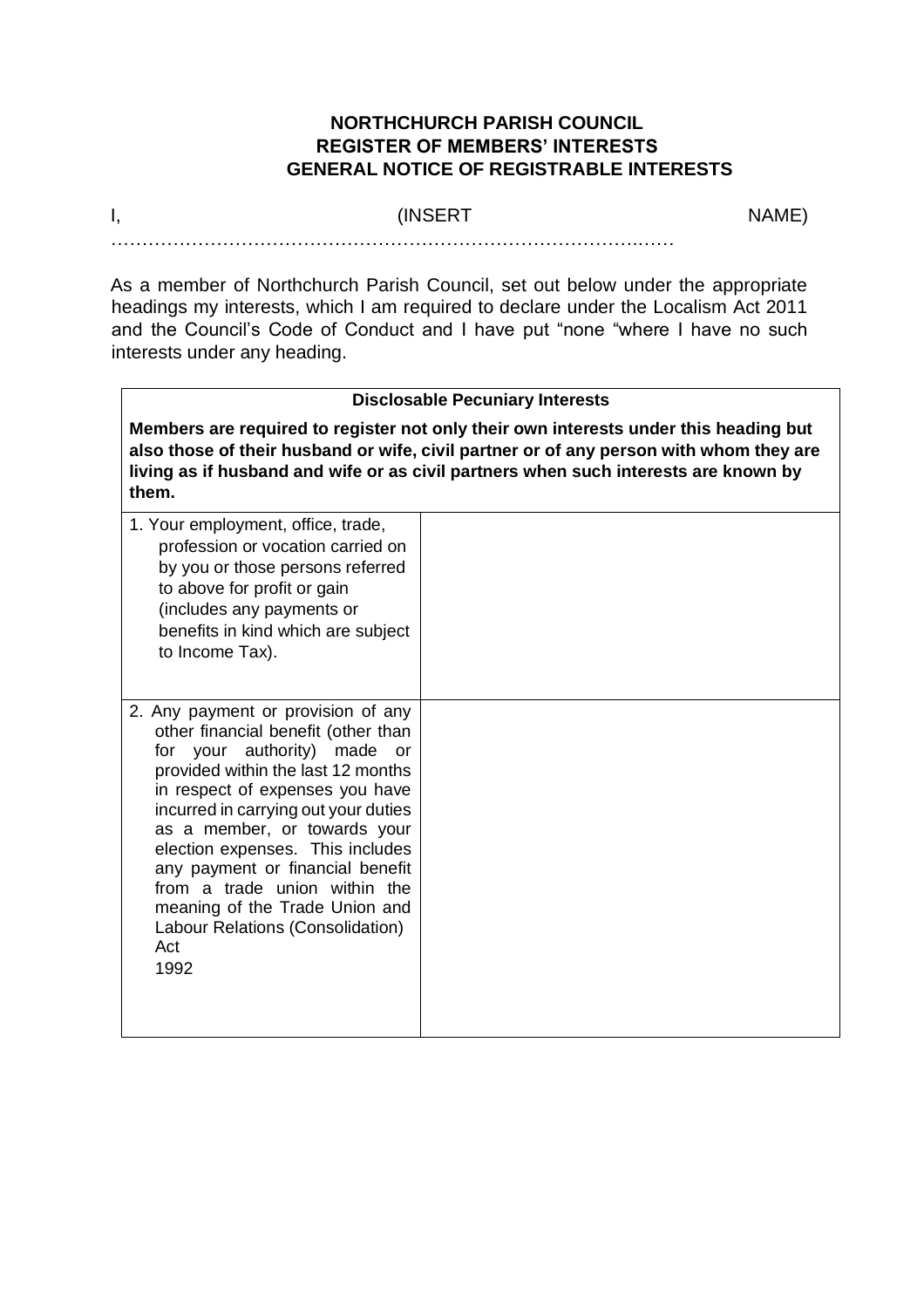**NORTHCHURCH PARISH COUNCIL**
**REGISTER OF MEMBERS' INTERESTS**
**GENERAL NOTICE OF REGISTRABLE INTERESTS**

I, (INSERT NAME) ……………………………………………………………………………..……

As a member of Northchurch Parish Council, set out below under the appropriate headings my interests, which I am required to declare under the Localism Act 2011 and the Council's Code of Conduct and I have put "none "where I have no such interests under any heading.

| **Disclosable Pecuniary Interests**<br><br>**Members are required to register not only their own interests under this heading but also those of their husband or wife, civil partner or of any person with whom they are living as if husband and wife or as civil partners when such interests are known by them.** | |
|---|---|
| 1. Your employment, office, trade, profession or vocation carried on by you or those persons referred to above for profit or gain (includes any payments or benefits in kind which are subject to Income Tax). | |
| 2. Any payment or provision of any other financial benefit (other than for your authority) made or provided within the last 12 months in respect of expenses you have incurred in carrying out your duties as a member, or towards your election expenses. This includes any payment or financial benefit from a trade union within the meaning of the Trade Union and Labour Relations (Consolidation) Act 1992 | |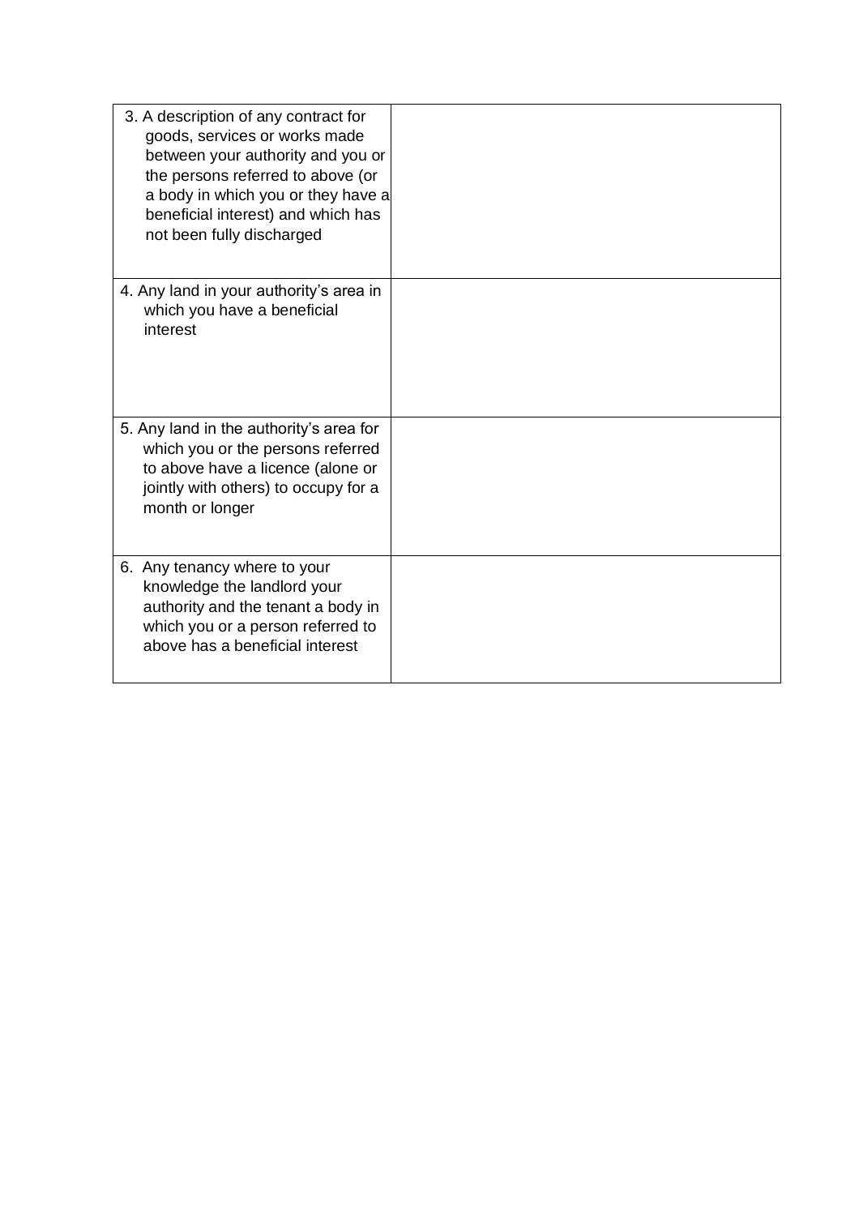| | |
|---|---|
| 3. A description of any contract for goods, services or works made between your authority and you or the persons referred to above (or a body in which you or they have a beneficial interest) and which has not been fully discharged | |
| 4. Any land in your authority's area in which you have a beneficial interest | |
| 5. Any land in the authority's area for which you or the persons referred to above have a licence (alone or jointly with others) to occupy for a month or longer | |
| 6. Any tenancy where to your knowledge the landlord your authority and the tenant a body in which you or a person referred to above has a beneficial interest | |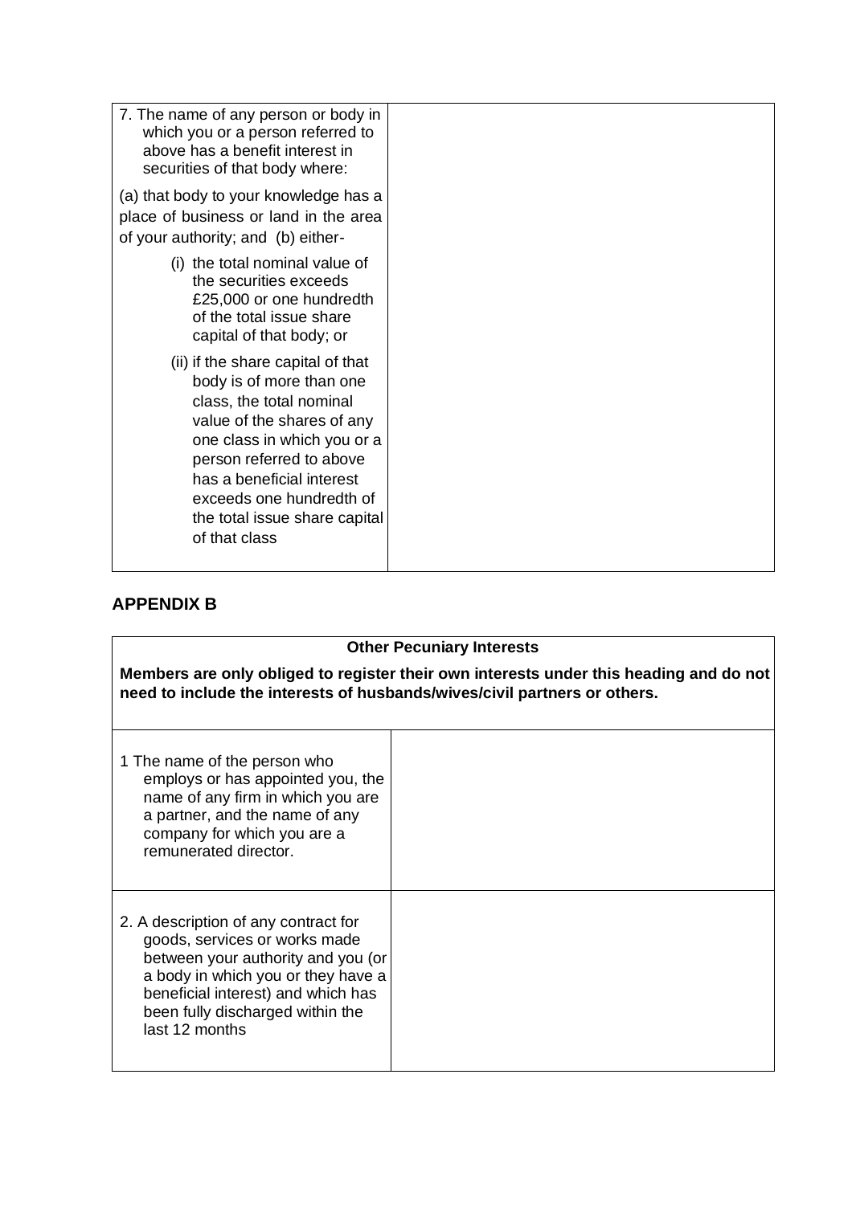| 7. The name of any person or body in which you or a person referred to above has a benefit interest in securities of that body where:<br><br>(a) that body to your knowledge has a place of business or land in the area of your authority; and (b) either-<br><br>(i) the total nominal value of the securities exceeds £25,000 or one hundredth of the total issue share capital of that body; or<br><br>(ii) if the share capital of that body is of more than one class, the total nominal value of the shares of any one class in which you or a person referred to above has a beneficial interest exceeds one hundredth of the total issue share capital of that class | |
|---|---|

## APPENDIX B

| **Other Pecuniary Interests**<br><br>**Members are only obliged to register their own interests under this heading and do not need to include the interests of husbands/wives/civil partners or others.** | |
|---|---|
| 1 The name of the person who employs or has appointed you, the name of any firm in which you are a partner, and the name of any company for which you are a remunerated director. | |
| 2. A description of any contract for goods, services or works made between your authority and you (or a body in which you or they have a beneficial interest) and which has been fully discharged within the last 12 months | |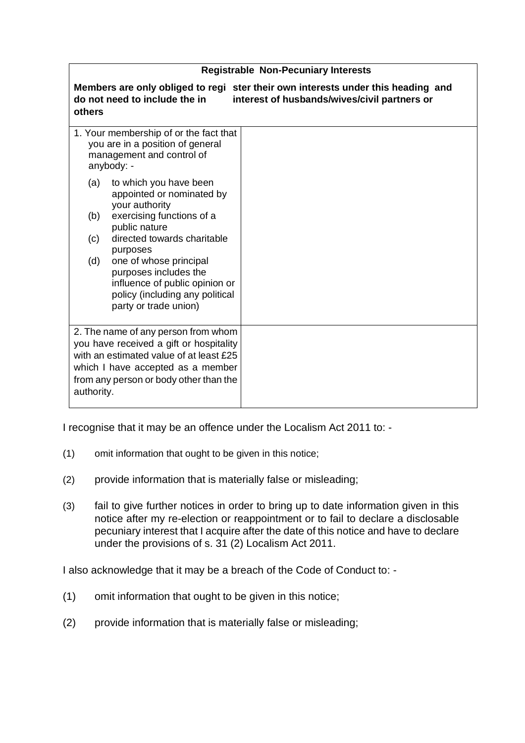| Registrable Non-Pecuniary Interests | |
|---|---|
| **Members are only obliged to register their own interests under this heading and do not need to include the interest of husbands/wives/civil partners or others** | |
| 1. Your membership of or the fact that you are in a position of general management and control of anybody: -<br><br>(a) to which you have been appointed or nominated by your authority<br>(b) exercising functions of a public nature<br>(c) directed towards charitable purposes<br>(d) one of whose principal purposes includes the influence of public opinion or policy (including any political party or trade union) | |
| 2. The name of any person from whom you have received a gift or hospitality with an estimated value of at least £25 which I have accepted as a member from any person or body other than the authority. | |

I recognise that it may be an offence under the Localism Act 2011 to: -

(1) omit information that ought to be given in this notice;

(2) provide information that is materially false or misleading;

(3) fail to give further notices in order to bring up to date information given in this notice after my re-election or reappointment or to fail to declare a disclosable pecuniary interest that I acquire after the date of this notice and have to declare under the provisions of s. 31 (2) Localism Act 2011.

I also acknowledge that it may be a breach of the Code of Conduct to: -

(1) omit information that ought to be given in this notice;

(2) provide information that is materially false or misleading;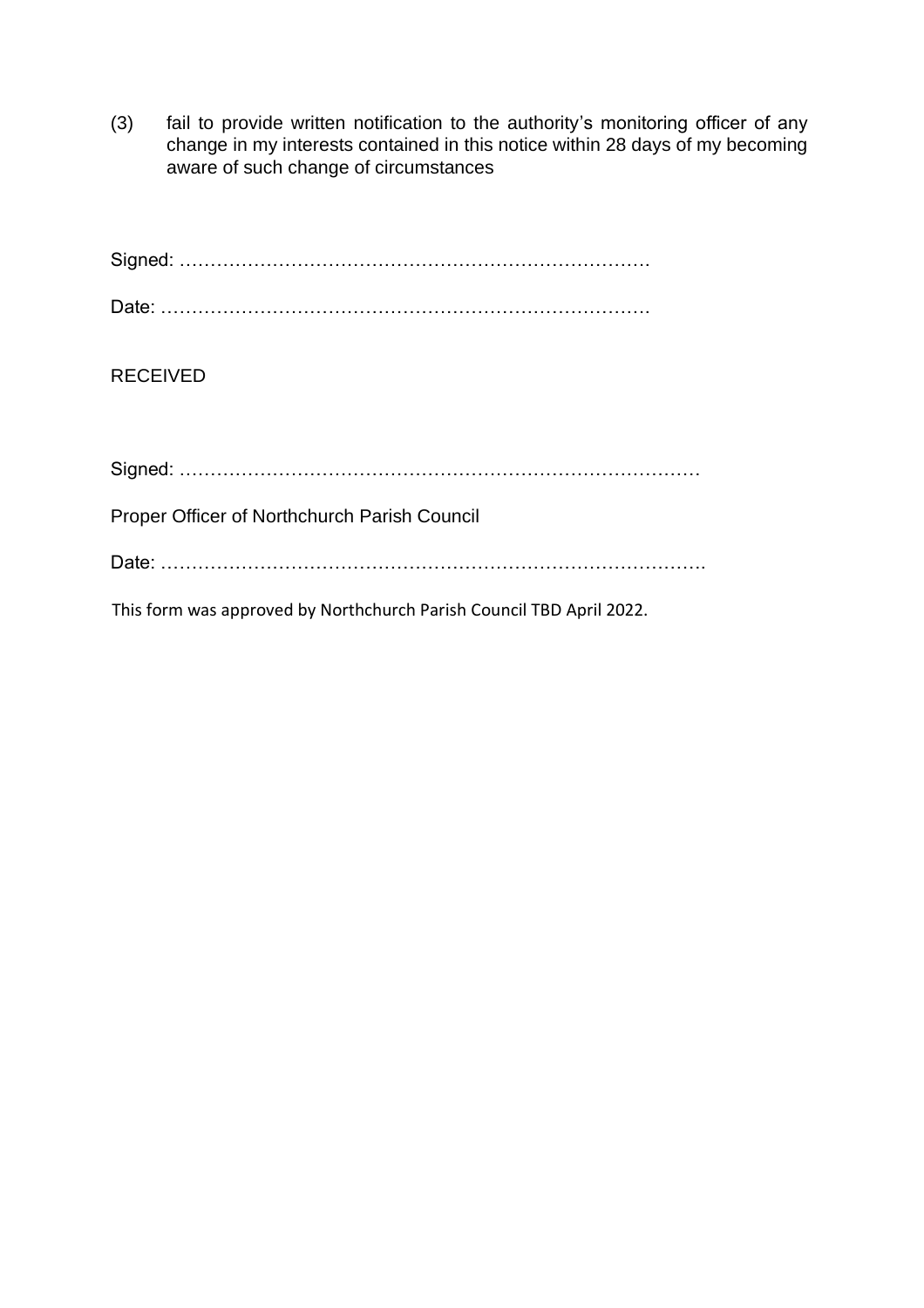(3) fail to provide written notification to the authority's monitoring officer of any change in my interests contained in this notice within 28 days of my becoming aware of such change of circumstances

Signed: ……………………………………………………………………

Date: ………………………………………………………………………

RECEIVED

Signed: …………………………………………………………………………

Proper Officer of Northchurch Parish Council

Date: ………………………………………………………………………….

This form was approved by Northchurch Parish Council TBD April 2022.